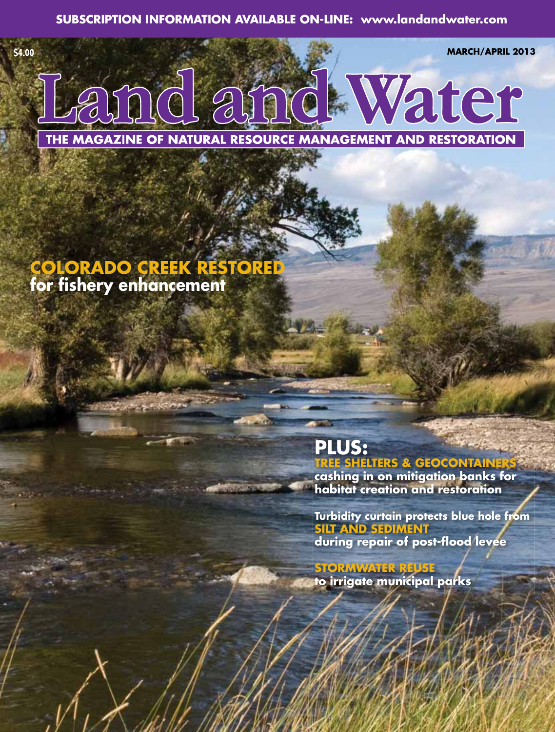**SUBSCRIPTION INFORMATION AVAILABLE ON-LINE: www.landandwater.com**

$4.00

MARCH/APRIL 2013

# Land and Water

**THE MAGAZINE OF NATURAL RESOURCE MANAGEMENT AND RESTORATION**

## COLORADO CREEK RESTORED
**for fishery enhancement**

## PLUS:

**TREE SHELTERS & GEOCONTAINERS**
**cashing in on mitigation banks for habitat creation and restoration**

**Turbidity curtain protects blue hole from**
**SILT AND SEDIMENT**
**during repair of post-flood levee**

**STORMWATER REUSE**
**to irrigate municipal parks**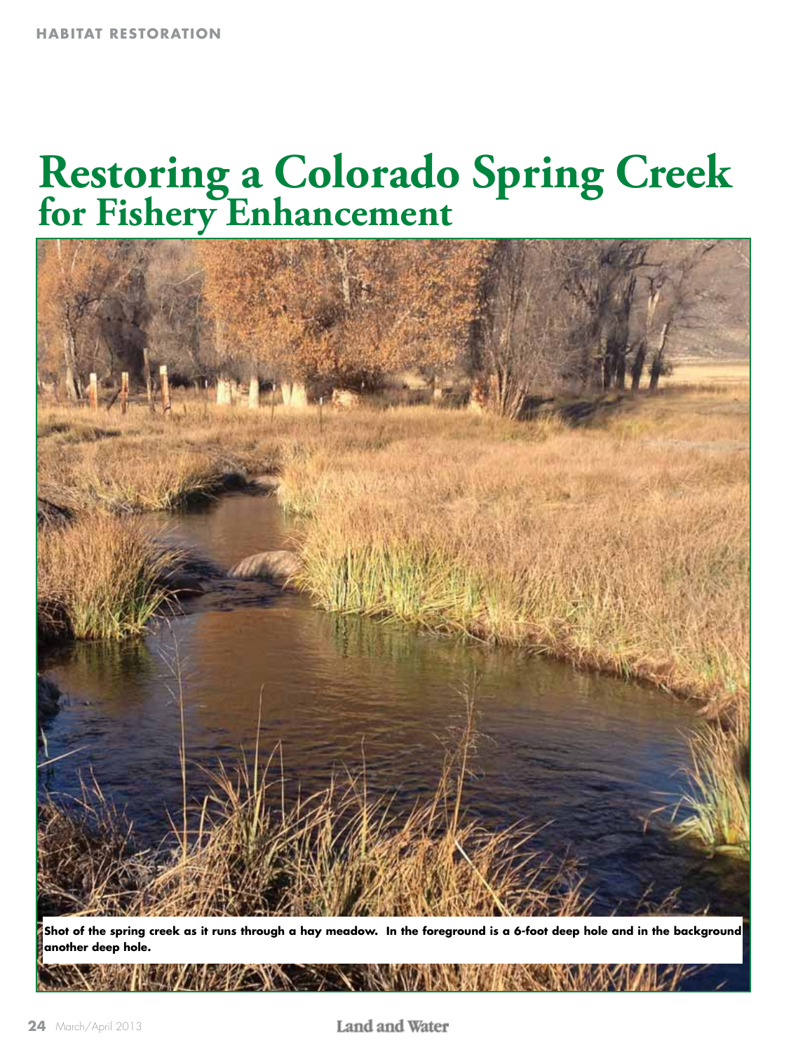HABITAT RESTORATION

# Restoring a Colorado Spring Creek for Fishery Enhancement

**Shot of the spring creek as it runs through a hay meadow. In the foreground is a 6-foot deep hole and in the background another deep hole.**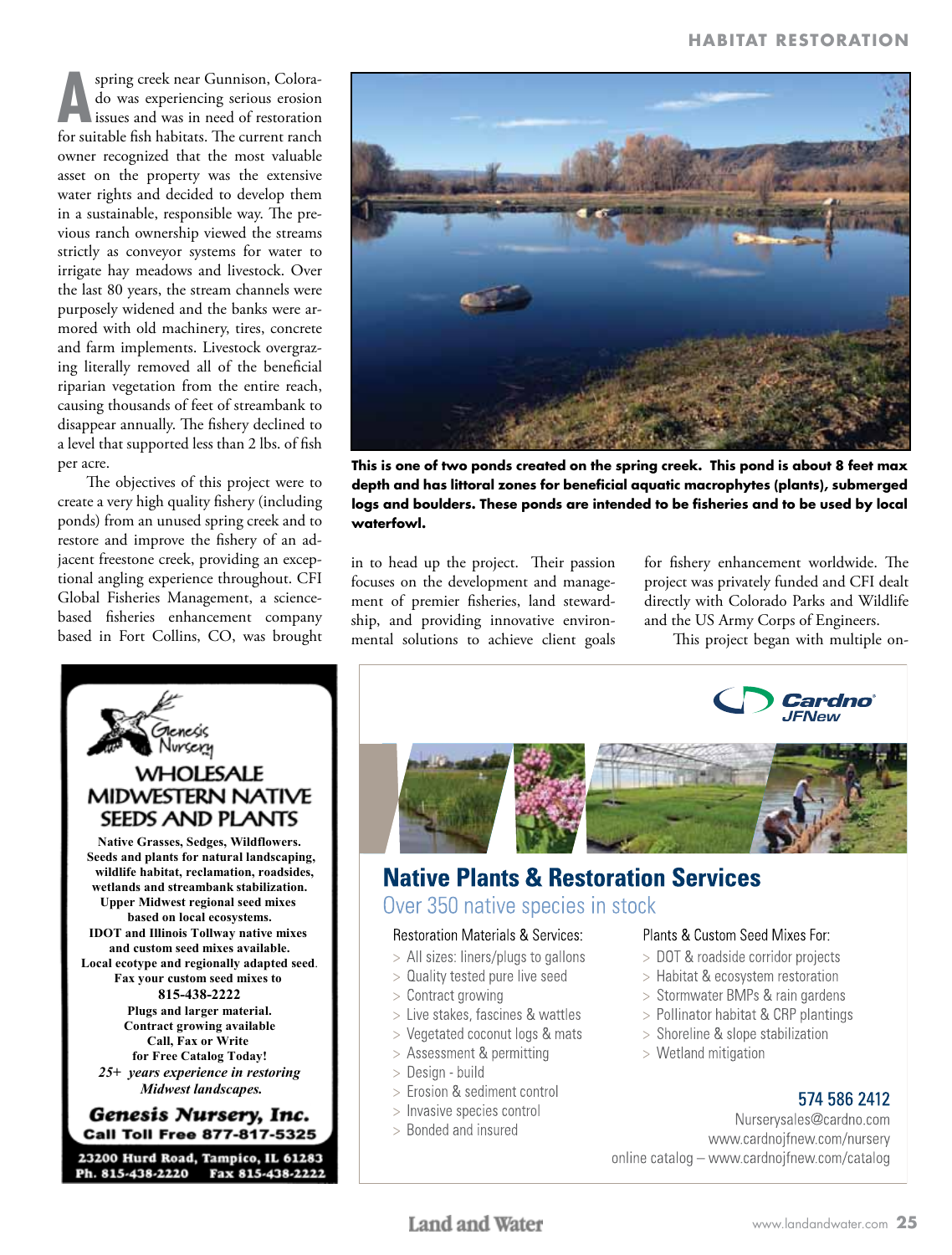A spring creek near Gunnison, Colorado was experiencing serious erosion issues and was in need of restoration for suitable fish habitats. The current ranch owner recognized that the most valuable asset on the property was the extensive water rights and decided to develop them in a sustainable, responsible way. The previous ranch ownership viewed the streams strictly as conveyor systems for water to irrigate hay meadows and livestock. Over the last 80 years, the stream channels were purposely widened and the banks were armored with old machinery, tires, concrete and farm implements. Livestock overgrazing literally removed all of the beneficial riparian vegetation from the entire reach, causing thousands of feet of streambank to disappear annually. The fishery declined to a level that supported less than 2 lbs. of fish per acre.

The objectives of this project were to create a very high quality fishery (including ponds) from an unused spring creek and to restore and improve the fishery of an adjacent freestone creek, providing an exceptional angling experience throughout. CFI Global Fisheries Management, a science-based fisheries enhancement company based in Fort Collins, CO, was brought in to head up the project. Their passion focuses on the development and management of premier fisheries, land stewardship, and providing innovative environmental solutions to achieve client goals for fishery enhancement worldwide. The project was privately funded and CFI dealt directly with Colorado Parks and Wildlife and the US Army Corps of Engineers.

**This is one of two ponds created on the spring creek. This pond is about 8 feet max depth and has littoral zones for beneficial aquatic macrophytes (plants), submerged logs and boulders. These ponds are intended to be fisheries and to be used by local waterfowl.**

This project began with multiple on-

---

**Genesis Nursery**

**WHOLESALE MIDWESTERN NATIVE SEEDS AND PLANTS**

**Native Grasses, Sedges, Wildflowers.**
**Seeds and plants for natural landscaping, wildlife habitat, reclamation, roadsides, wetlands and streambank stabilization.**
**Upper Midwest regional seed mixes based on local ecosystems.**
**IDOT and Illinois Tollway native mixes and custom seed mixes available.**
**Local ecotype and regionally adapted seed.**
**Fax your custom seed mixes to 815-438-2222**
**Plugs and larger material.**
**Contract growing available**
**Call, Fax or Write for Free Catalog Today!**
***25+ years experience in restoring Midwest landscapes.***

**Genesis Nursery, Inc.**
**Call Toll Free 877-817-5325**
**23200 Hurd Road, Tampico, IL 61283**
**Ph. 815-438-2220 Fax 815-438-2222**

---

**Cardno JFNew**

## Native Plants & Restoration Services

Over 350 native species in stock

Restoration Materials & Services:

- All sizes: liners/plugs to gallons
- Quality tested pure live seed
- Contract growing
- Live stakes, fascines & wattles
- Vegetated coconut logs & mats
- Assessment & permitting
- Design - build
- Erosion & sediment control
- Invasive species control
- Bonded and insured

Plants & Custom Seed Mixes For:

- DOT & roadside corridor projects
- Habitat & ecosystem restoration
- Stormwater BMPs & rain gardens
- Pollinator habitat & CRP plantings
- Shoreline & slope stabilization
- Wetland mitigation

574 586 2412
Nurserysales@cardno.com
www.cardnojfnew.com/nursery
online catalog – www.cardnojfnew.com/catalog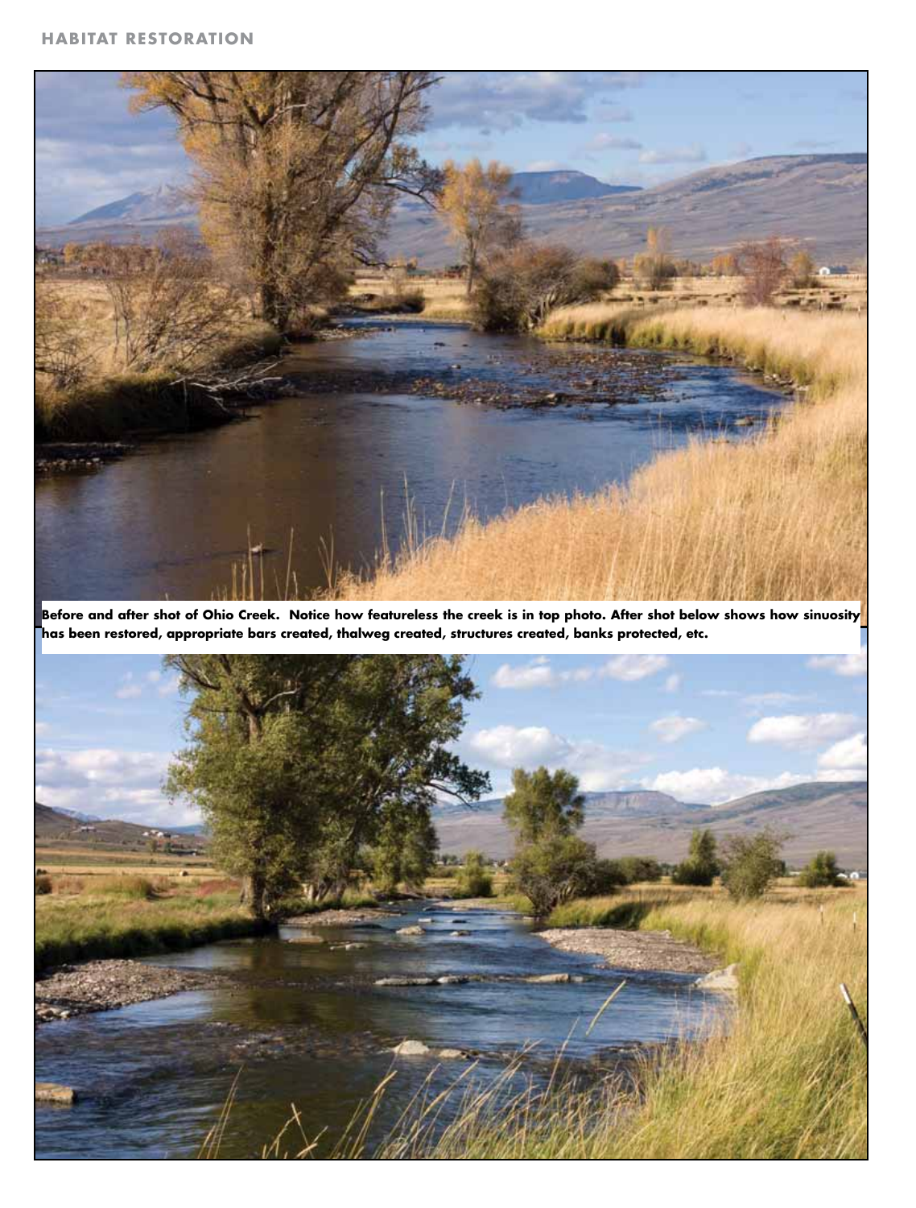Before and after shot of Ohio Creek. Notice how featureless the creek is in top photo. After shot below shows how sinuosity has been restored, appropriate bars created, thalweg created, structures created, banks protected, etc.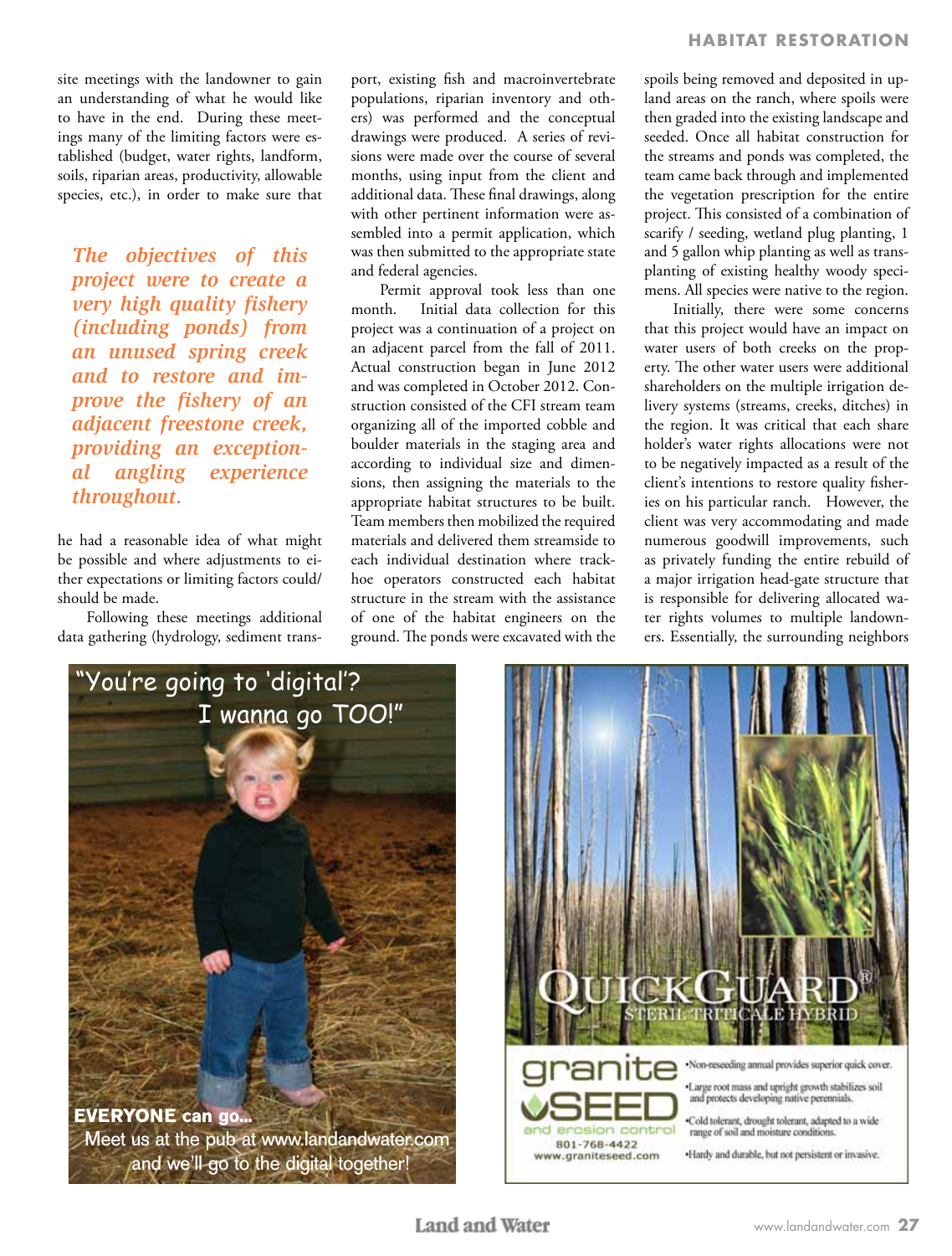site meetings with the landowner to gain an understanding of what he would like to have in the end. During these meetings many of the limiting factors were established (budget, water rights, landform, soils, riparian areas, productivity, allowable species, etc.), in order to make sure that he had a reasonable idea of what might be possible and where adjustments to either expectations or limiting factors could/should be made.

> ***The objectives of this project were to create a very high quality fishery (including ponds) from an unused spring creek and to restore and improve the fishery of an adjacent freestone creek, providing an exceptional angling experience throughout.***

Following these meetings additional data gathering (hydrology, sediment transport, existing fish and macroinvertebrate populations, riparian inventory and others) was performed and the conceptual drawings were produced. A series of revisions were made over the course of several months, using input from the client and additional data. These final drawings, along with other pertinent information were assembled into a permit application, which was then submitted to the appropriate state and federal agencies.

Permit approval took less than one month. Initial data collection for this project was a continuation of a project on an adjacent parcel from the fall of 2011. Actual construction began in June 2012 and was completed in October 2012. Construction consisted of the CFI stream team organizing all of the imported cobble and boulder materials in the staging area and according to individual size and dimensions, then assigning the materials to the appropriate habitat structures to be built. Team members then mobilized the required materials and delivered them streamside to each individual destination where trackhoe operators constructed each habitat structure in the stream with the assistance of one of the habitat engineers on the ground. The ponds were excavated with the spoils being removed and deposited in upland areas on the ranch, where spoils were then graded into the existing landscape and seeded. Once all habitat construction for the streams and ponds was completed, the team came back through and implemented the vegetation prescription for the entire project. This consisted of a combination of scarify / seeding, wetland plug planting, 1 and 5 gallon whip planting as well as transplanting of existing healthy woody specimens. All species were native to the region.

Initially, there were some concerns that this project would have an impact on water users of both creeks on the property. The other water users were additional shareholders on the multiple irrigation delivery systems (streams, creeks, ditches) in the region. It was critical that each share holder's water rights allocations were not to be negatively impacted as a result of the client's intentions to restore quality fisheries on his particular ranch. However, the client was very accommodating and made numerous goodwill improvements, such as privately funding the entire rebuild of a major irrigation head-gate structure that is responsible for delivering allocated water rights volumes to multiple landowners. Essentially, the surrounding neighbors

"You're going to 'digital'? I wanna go TOO!"

**EVERYONE can go...**
Meet us at the pub at www.landandwater.com and we'll go to the digital together!

QUICKGUARD® STERILE TRITICALE HYBRID

granite SEED and erosion control
801-768-4422
www.graniteseed.com

- Non-reseeding annual provides superior quick cover.
- Large root mass and upright growth stabilizes soil and protects developing native perennials.
- Cold tolerant, drought tolerant, adapted to a wide range of soil and moisture conditions.
- Hardy and durable, but not persistent or invasive.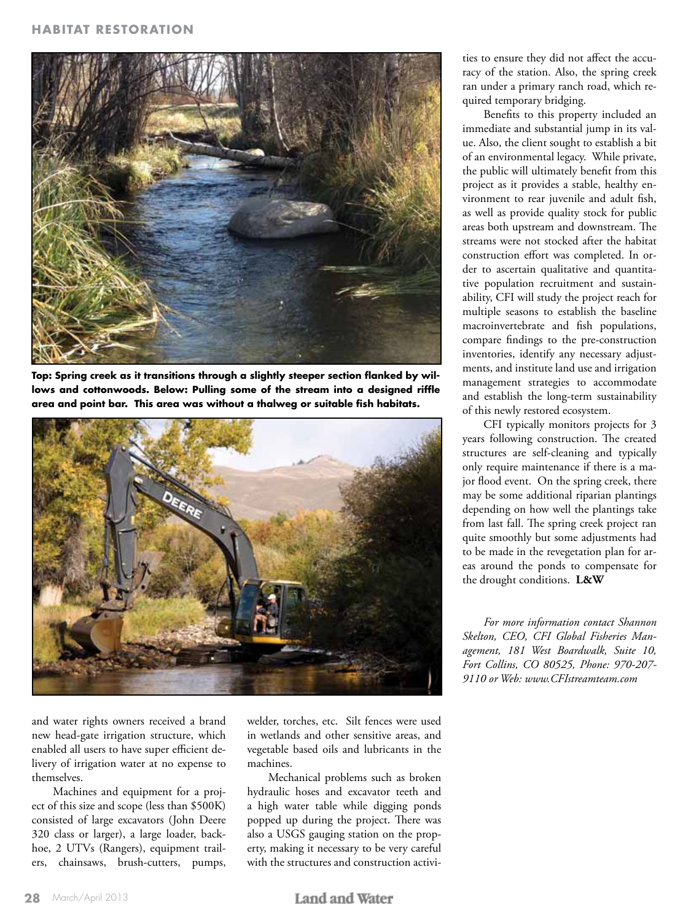**Top: Spring creek as it transitions through a slightly steeper section flanked by willows and cottonwoods. Below: Pulling some of the stream into a designed riffle area and point bar. This area was without a thalweg or suitable fish habitats.**

and water rights owners received a brand new head-gate irrigation structure, which enabled all users to have super efficient delivery of irrigation water at no expense to themselves.

Machines and equipment for a project of this size and scope (less than $500K) consisted of large excavators (John Deere 320 class or larger), a large loader, backhoe, 2 UTVs (Rangers), equipment trailers, chainsaws, brush-cutters, pumps, welder, torches, etc. Silt fences were used in wetlands and other sensitive areas, and vegetable based oils and lubricants in the machines.

Mechanical problems such as broken hydraulic hoses and excavator teeth and a high water table while digging ponds popped up during the project. There was also a USGS gauging station on the property, making it necessary to be very careful with the structures and construction activities to ensure they did not affect the accuracy of the station. Also, the spring creek ran under a primary ranch road, which required temporary bridging.

Benefits to this property included an immediate and substantial jump in its value. Also, the client sought to establish a bit of an environmental legacy. While private, the public will ultimately benefit from this project as it provides a stable, healthy environment to rear juvenile and adult fish, as well as provide quality stock for public areas both upstream and downstream. The streams were not stocked after the habitat construction effort was completed. In order to ascertain qualitative and quantitative population recruitment and sustainability, CFI will study the project reach for multiple seasons to establish the baseline macroinvertebrate and fish populations, compare findings to the pre-construction inventories, identify any necessary adjustments, and institute land use and irrigation management strategies to accommodate and establish the long-term sustainability of this newly restored ecosystem.

CFI typically monitors projects for 3 years following construction. The created structures are self-cleaning and typically only require maintenance if there is a major flood event. On the spring creek, there may be some additional riparian plantings depending on how well the plantings take from last fall. The spring creek project ran quite smoothly but some adjustments had to be made in the revegetation plan for areas around the ponds to compensate for the drought conditions. **L&W**

*For more information contact Shannon Skelton, CEO, CFI Global Fisheries Management, 181 West Boardwalk, Suite 10, Fort Collins, CO 80525, Phone: 970-207-9110 or Web: www.CFIstreamteam.com*